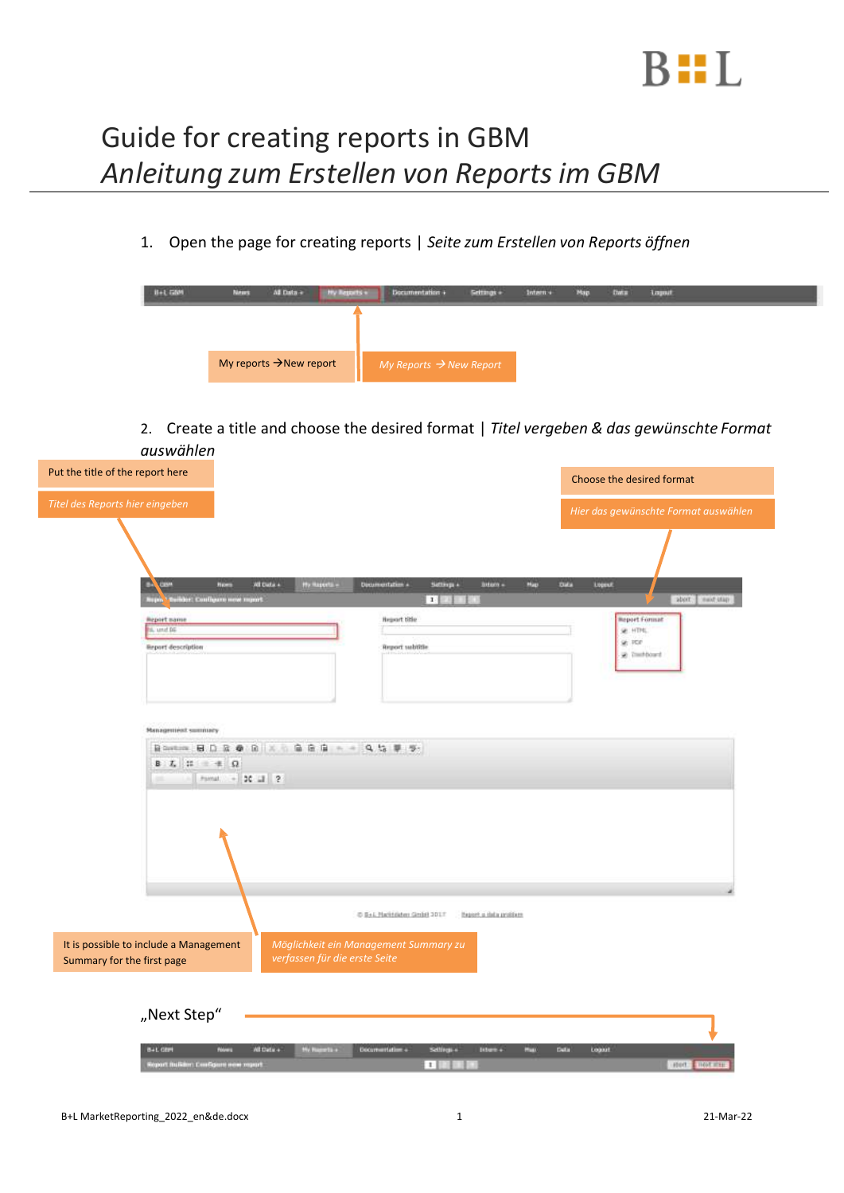# Guide for creating reports in GBM
# *Anleitung zum Erstellen von Reports im GBM*

1. Open the page for creating reports | *Seite zum Erstellen von Reports öffnen*

My reports →New report

*My Reports → New Report*

2. Create a title and choose the desired format | *Titel vergeben & das gewünschte Format auswählen*

Put the title of the report here

*Titel des Reports hier eingeben*

Choose the desired format

*Hier das gewünschte Format auswählen*

It is possible to include a Management Summary for the first page

*Möglichkeit ein Management Summary zu verfassen für die erste Seite*

„Next Step“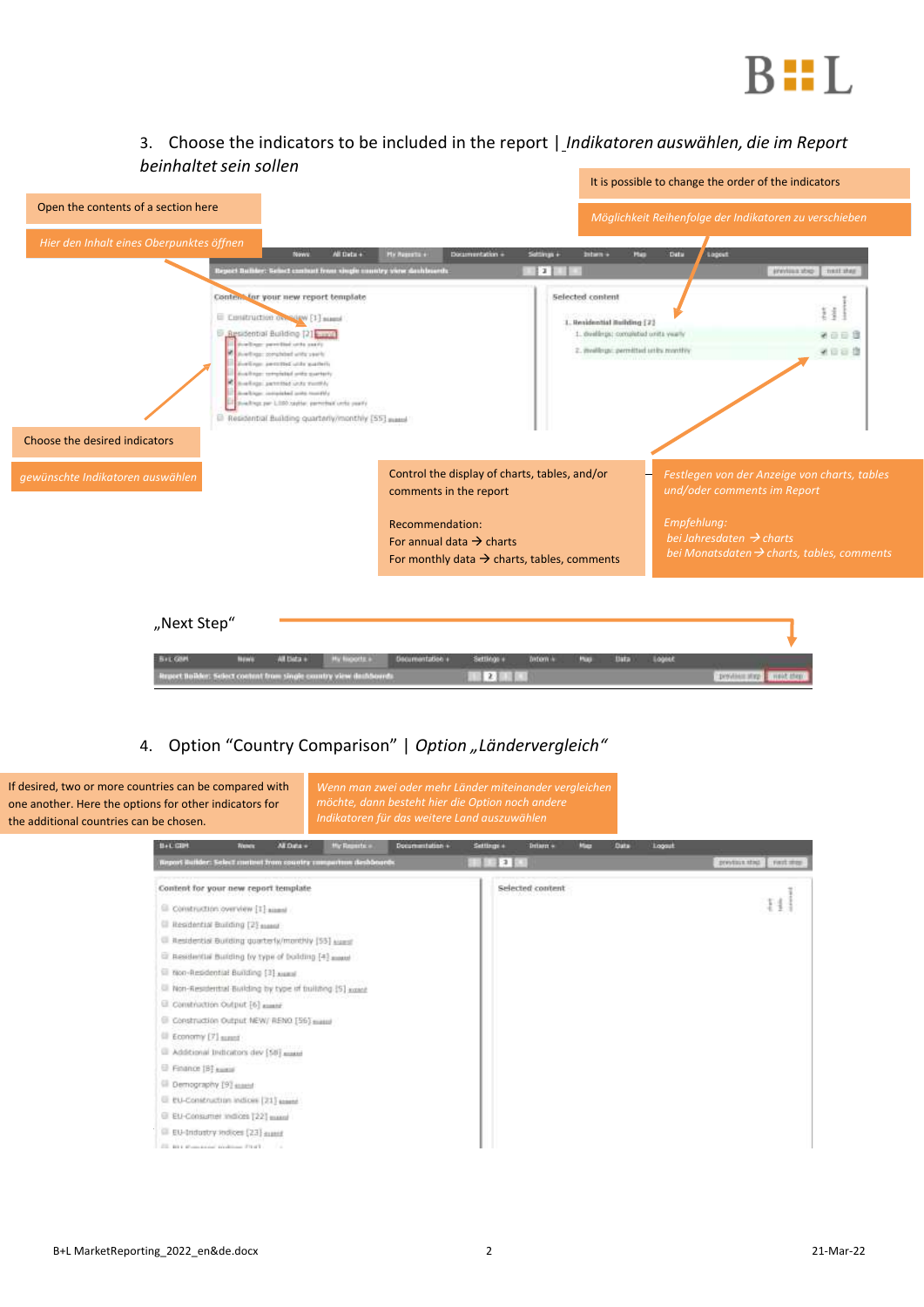3. Choose the indicators to be included in the report | *Indikatoren auswählen, die im Report beinhaltet sein sollen*

Open the contents of a section here

*Hier den Inhalt eines Oberpunktes öffnen*

It is possible to change the order of the indicators

*Möglichkeit Reihenfolge der Indikatoren zu verschieben*

Choose the desired indicators

*gewünschte Indikatoren auswählen*

Control the display of charts, tables, and/or comments in the report

Recommendation:
For annual data → charts
For monthly data → charts, tables, comments

*Festlegen von der Anzeige von charts, tables und/oder comments im Report*

*Empfehlung:*
*bei Jahresdaten → charts*
*bei Monatsdaten → charts, tables, comments*

„Next Step“

4. Option “Country Comparison” | *Option „Ländervergleich“*

If desired, two or more countries can be compared with one another. Here the options for other indicators for the additional countries can be chosen.

*Wenn man zwei oder mehr Länder miteinander vergleichen möchte, dann besteht hier die Option noch andere Indikatoren für das weitere Land auszuwählen*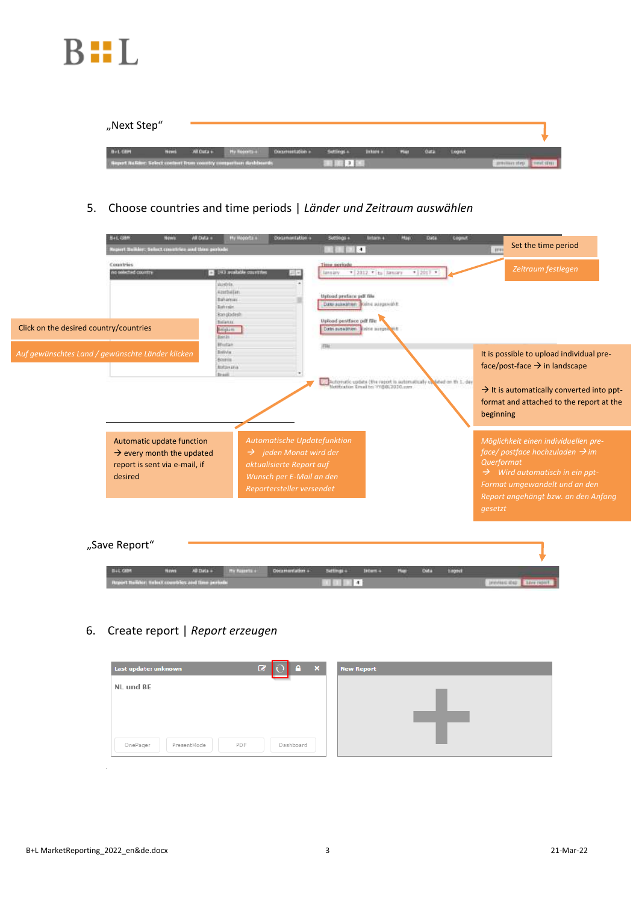„Next Step“

5. Choose countries and time periods | *Länder und Zeitraum auswählen*

Set the time period

*Zeitraum festlegen*

Click on the desired country/countries

*Auf gewünschtes Land / gewünschte Länder klicken*

It is possible to upload individual pre-face/post-face → in landscape

→ It is automatically converted into ppt-format and attached to the report at the beginning

Automatic update function → every month the updated report is sent via e-mail, if desired

*Automatische Updatefunktion → jeden Monat wird der aktualisierte Report auf Wunsch per E-Mail an den Reportersteller versendet*

*Möglichkeit einen individuellen pre-face/ postface hochzuladen → im Querformat → Wird automatisch in ein ppt-Format umgewandelt und an den Report angehängt bzw. an den Anfang gesetzt*

„Save Report“

6. Create report | *Report erzeugen*